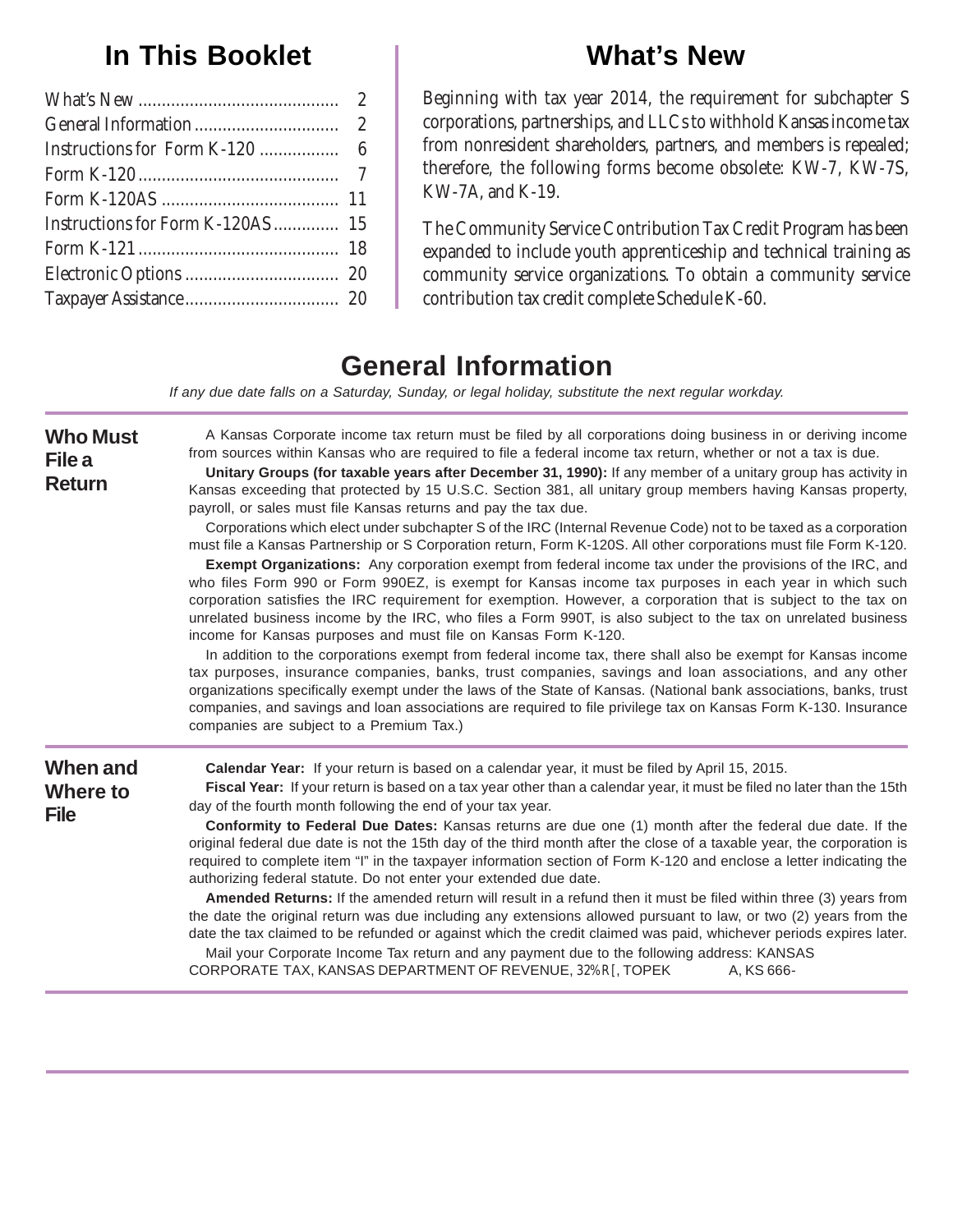## In This Booklet

| | |
|---|---|
| What's New | 2 |
| General Information | 2 |
| Instructions for Form K-120 | 6 |
| Form K-120 | 7 |
| Form K-120AS | 11 |
| Instructions for Form K-120AS | 15 |
| Form K-121 | 18 |
| Electronic Options | 20 |
| Taxpayer Assistance | 20 |

## What's New

Beginning with tax year 2014, the requirement for subchapter S corporations, partnerships, and LLCs to withhold Kansas income tax from nonresident shareholders, partners, and members is repealed; therefore, the following forms become obsolete: KW-7, KW-7S, KW-7A, and K-19.

The Community Service Contribution Tax Credit Program has been expanded to include youth apprenticeship and technical training as community service organizations. To obtain a community service contribution tax credit complete Schedule K-60.

# General Information

*If any due date falls on a Saturday, Sunday, or legal holiday, substitute the next regular workday.*

### Who Must File a Return

A Kansas Corporate income tax return must be filed by all corporations doing business in or deriving income from sources within Kansas who are required to file a federal income tax return, whether or not a tax is due.

**Unitary Groups (for taxable years after December 31, 1990):** If any member of a unitary group has activity in Kansas exceeding that protected by 15 U.S.C. Section 381, all unitary group members having Kansas property, payroll, or sales must file Kansas returns and pay the tax due.

Corporations which elect under subchapter S of the IRC (Internal Revenue Code) not to be taxed as a corporation must file a Kansas Partnership or S Corporation return, Form K-120S. All other corporations must file Form K-120.

**Exempt Organizations:** Any corporation exempt from federal income tax under the provisions of the IRC, and who files Form 990 or Form 990EZ, is exempt for Kansas income tax purposes in each year in which such corporation satisfies the IRC requirement for exemption. However, a corporation that is subject to the tax on unrelated business income by the IRC, who files a Form 990T, is also subject to the tax on unrelated business income for Kansas purposes and must file on Kansas Form K-120.

In addition to the corporations exempt from federal income tax, there shall also be exempt for Kansas income tax purposes, insurance companies, banks, trust companies, savings and loan associations, and any other organizations specifically exempt under the laws of the State of Kansas. (National bank associations, banks, trust companies, and savings and loan associations are required to file privilege tax on Kansas Form K-130. Insurance companies are subject to a Premium Tax.)

### When and Where to File

**Calendar Year:** If your return is based on a calendar year, it must be filed by April 15, 2015.

**Fiscal Year:** If your return is based on a tax year other than a calendar year, it must be filed no later than the 15th day of the fourth month following the end of your tax year.

**Conformity to Federal Due Dates:** Kansas returns are due one (1) month after the federal due date. If the original federal due date is not the 15th day of the third month after the close of a taxable year, the corporation is required to complete item "I" in the taxpayer information section of Form K-120 and enclose a letter indicating the authorizing federal statute. Do not enter your extended due date.

**Amended Returns:** If the amended return will result in a refund then it must be filed within three (3) years from the date the original return was due including any extensions allowed pursuant to law, or two (2) years from the date the tax claimed to be refunded or against which the credit claimed was paid, whichever periods expires later.

Mail your Corporate Income Tax return and any payment due to the following address: KANSAS CORPORATE TAX, KANSAS DEPARTMENT OF REVENUE, 32%R[, TOPEK A, KS 666-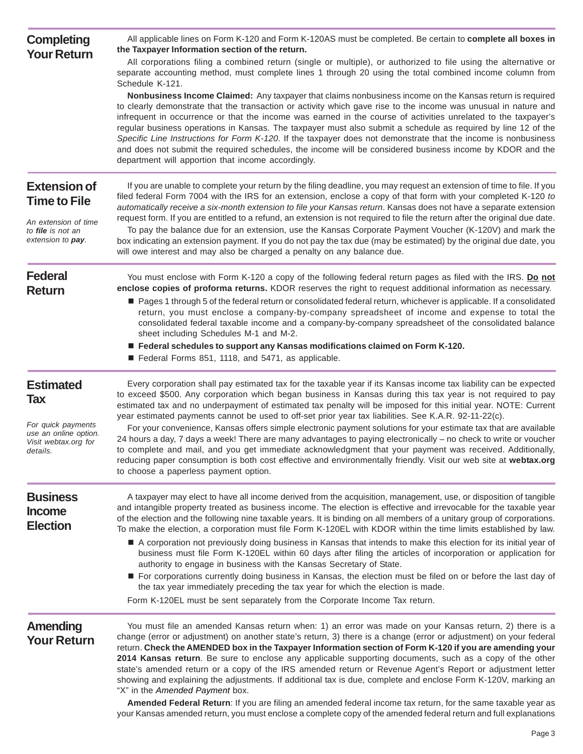## Completing Your Return

All applicable lines on Form K-120 and Form K-120AS must be completed. Be certain to **complete all boxes in the Taxpayer Information section of the return.**

All corporations filing a combined return (single or multiple), or authorized to file using the alternative or separate accounting method, must complete lines 1 through 20 using the total combined income column from Schedule K-121.

**Nonbusiness Income Claimed:** Any taxpayer that claims nonbusiness income on the Kansas return is required to clearly demonstrate that the transaction or activity which gave rise to the income was unusual in nature and infrequent in occurrence or that the income was earned in the course of activities unrelated to the taxpayer's regular business operations in Kansas. The taxpayer must also submit a schedule as required by line 12 of the *Specific Line Instructions for Form K-120*. If the taxpayer does not demonstrate that the income is nonbusiness and does not submit the required schedules, the income will be considered business income by KDOR and the department will apportion that income accordingly.

## Extension of Time to File

*An extension of time to **file** is not an extension to **pay**.*

If you are unable to complete your return by the filing deadline, you may request an extension of time to file. If you filed federal Form 7004 with the IRS for an extension, enclose a copy of that form with your completed K-120 *to automatically receive a six-month extension to file your Kansas return*. Kansas does not have a separate extension request form. If you are entitled to a refund, an extension is not required to file the return after the original due date.

To pay the balance due for an extension, use the Kansas Corporate Payment Voucher (K-120V) and mark the box indicating an extension payment. If you do not pay the tax due (may be estimated) by the original due date, you will owe interest and may also be charged a penalty on any balance due.

## Federal Return

You must enclose with Form K-120 a copy of the following federal return pages as filed with the IRS. **Do not enclose copies of proforma returns.** KDOR reserves the right to request additional information as necessary.

- Pages 1 through 5 of the federal return or consolidated federal return, whichever is applicable. If a consolidated return, you must enclose a company-by-company spreadsheet of income and expense to total the consolidated federal taxable income and a company-by-company spreadsheet of the consolidated balance sheet including Schedules M-1 and M-2.
- **Federal schedules to support any Kansas modifications claimed on Form K-120.**
- Federal Forms 851, 1118, and 5471, as applicable.

## Estimated Tax

*For quick payments use an online option. Visit webtax.org for details.*

Every corporation shall pay estimated tax for the taxable year if its Kansas income tax liability can be expected to exceed $500. Any corporation which began business in Kansas during this tax year is not required to pay estimated tax and no underpayment of estimated tax penalty will be imposed for this initial year. NOTE: Current year estimated payments cannot be used to off-set prior year tax liabilities. See K.A.R. 92-11-22(c).

For your convenience, Kansas offers simple electronic payment solutions for your estimate tax that are available 24 hours a day, 7 days a week! There are many advantages to paying electronically – no check to write or voucher to complete and mail, and you get immediate acknowledgment that your payment was received. Additionally, reducing paper consumption is both cost effective and environmentally friendly. Visit our web site at **webtax.org** to choose a paperless payment option.

## Business Income Election

A taxpayer may elect to have all income derived from the acquisition, management, use, or disposition of tangible and intangible property treated as business income. The election is effective and irrevocable for the taxable year of the election and the following nine taxable years. It is binding on all members of a unitary group of corporations. To make the election, a corporation must file Form K-120EL with KDOR within the time limits established by law.

- A corporation not previously doing business in Kansas that intends to make this election for its initial year of business must file Form K-120EL within 60 days after filing the articles of incorporation or application for authority to engage in business with the Kansas Secretary of State.
- For corporations currently doing business in Kansas, the election must be filed on or before the last day of the tax year immediately preceding the tax year for which the election is made.

Form K-120EL must be sent separately from the Corporate Income Tax return.

## Amending Your Return

You must file an amended Kansas return when: 1) an error was made on your Kansas return, 2) there is a change (error or adjustment) on another state's return, 3) there is a change (error or adjustment) on your federal return. **Check the AMENDED box in the Taxpayer Information section of Form K-120 if you are amending your 2014 Kansas return**. Be sure to enclose any applicable supporting documents, such as a copy of the other state's amended return or a copy of the IRS amended return or Revenue Agent's Report or adjustment letter showing and explaining the adjustments. If additional tax is due, complete and enclose Form K-120V, marking an "X" in the *Amended Payment* box.

**Amended Federal Return**: If you are filing an amended federal income tax return, for the same taxable year as your Kansas amended return, you must enclose a complete copy of the amended federal return and full explanations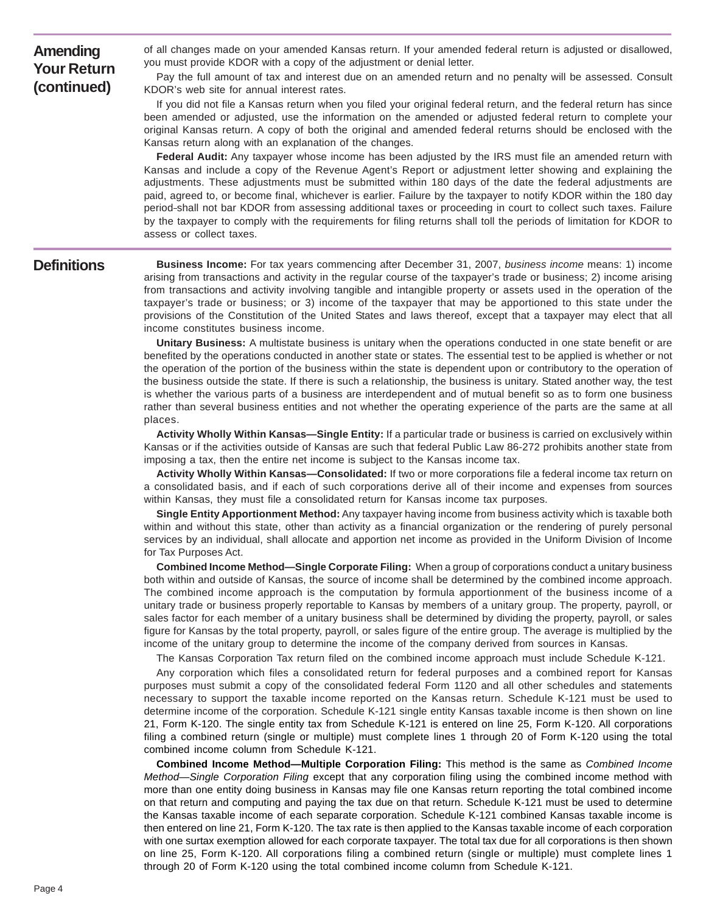## Amending Your Return (continued)

of all changes made on your amended Kansas return. If your amended federal return is adjusted or disallowed, you must provide KDOR with a copy of the adjustment or denial letter.

Pay the full amount of tax and interest due on an amended return and no penalty will be assessed. Consult KDOR's web site for annual interest rates.

If you did not file a Kansas return when you filed your original federal return, and the federal return has since been amended or adjusted, use the information on the amended or adjusted federal return to complete your original Kansas return. A copy of both the original and amended federal returns should be enclosed with the Kansas return along with an explanation of the changes.

**Federal Audit:** Any taxpayer whose income has been adjusted by the IRS must file an amended return with Kansas and include a copy of the Revenue Agent's Report or adjustment letter showing and explaining the adjustments. These adjustments must be submitted within 180 days of the date the federal adjustments are paid, agreed to, or become final, whichever is earlier. Failure by the taxpayer to notify KDOR within the 180 day period shall not bar KDOR from assessing additional taxes or proceeding in court to collect such taxes. Failure by the taxpayer to comply with the requirements for filing returns shall toll the periods of limitation for KDOR to assess or collect taxes.

## Definitions

**Business Income:** For tax years commencing after December 31, 2007, *business income* means: 1) income arising from transactions and activity in the regular course of the taxpayer's trade or business; 2) income arising from transactions and activity involving tangible and intangible property or assets used in the operation of the taxpayer's trade or business; or 3) income of the taxpayer that may be apportioned to this state under the provisions of the Constitution of the United States and laws thereof, except that a taxpayer may elect that all income constitutes business income.

**Unitary Business:** A multistate business is unitary when the operations conducted in one state benefit or are benefited by the operations conducted in another state or states. The essential test to be applied is whether or not the operation of the portion of the business within the state is dependent upon or contributory to the operation of the business outside the state. If there is such a relationship, the business is unitary. Stated another way, the test is whether the various parts of a business are interdependent and of mutual benefit so as to form one business rather than several business entities and not whether the operating experience of the parts are the same at all places.

**Activity Wholly Within Kansas—Single Entity:** If a particular trade or business is carried on exclusively within Kansas or if the activities outside of Kansas are such that federal Public Law 86-272 prohibits another state from imposing a tax, then the entire net income is subject to the Kansas income tax.

**Activity Wholly Within Kansas—Consolidated:** If two or more corporations file a federal income tax return on a consolidated basis, and if each of such corporations derive all of their income and expenses from sources within Kansas, they must file a consolidated return for Kansas income tax purposes.

**Single Entity Apportionment Method:** Any taxpayer having income from business activity which is taxable both within and without this state, other than activity as a financial organization or the rendering of purely personal services by an individual, shall allocate and apportion net income as provided in the Uniform Division of Income for Tax Purposes Act.

**Combined Income Method—Single Corporate Filing:** When a group of corporations conduct a unitary business both within and outside of Kansas, the source of income shall be determined by the combined income approach. The combined income approach is the computation by formula apportionment of the business income of a unitary trade or business properly reportable to Kansas by members of a unitary group. The property, payroll, or sales factor for each member of a unitary business shall be determined by dividing the property, payroll, or sales figure for Kansas by the total property, payroll, or sales figure of the entire group. The average is multiplied by the income of the unitary group to determine the income of the company derived from sources in Kansas.

The Kansas Corporation Tax return filed on the combined income approach must include Schedule K-121.

Any corporation which files a consolidated return for federal purposes and a combined report for Kansas purposes must submit a copy of the consolidated federal Form 1120 and all other schedules and statements necessary to support the taxable income reported on the Kansas return. Schedule K-121 must be used to determine income of the corporation. Schedule K-121 single entity Kansas taxable income is then shown on line 21, Form K-120. The single entity tax from Schedule K-121 is entered on line 25, Form K-120. All corporations filing a combined return (single or multiple) must complete lines 1 through 20 of Form K-120 using the total combined income column from Schedule K-121.

**Combined Income Method—Multiple Corporation Filing:** This method is the same as *Combined Income Method—Single Corporation Filing* except that any corporation filing using the combined income method with more than one entity doing business in Kansas may file one Kansas return reporting the total combined income on that return and computing and paying the tax due on that return. Schedule K-121 must be used to determine the Kansas taxable income of each separate corporation. Schedule K-121 combined Kansas taxable income is then entered on line 21, Form K-120. The tax rate is then applied to the Kansas taxable income of each corporation with one surtax exemption allowed for each corporate taxpayer. The total tax due for all corporations is then shown on line 25, Form K-120. All corporations filing a combined return (single or multiple) must complete lines 1 through 20 of Form K-120 using the total combined income column from Schedule K-121.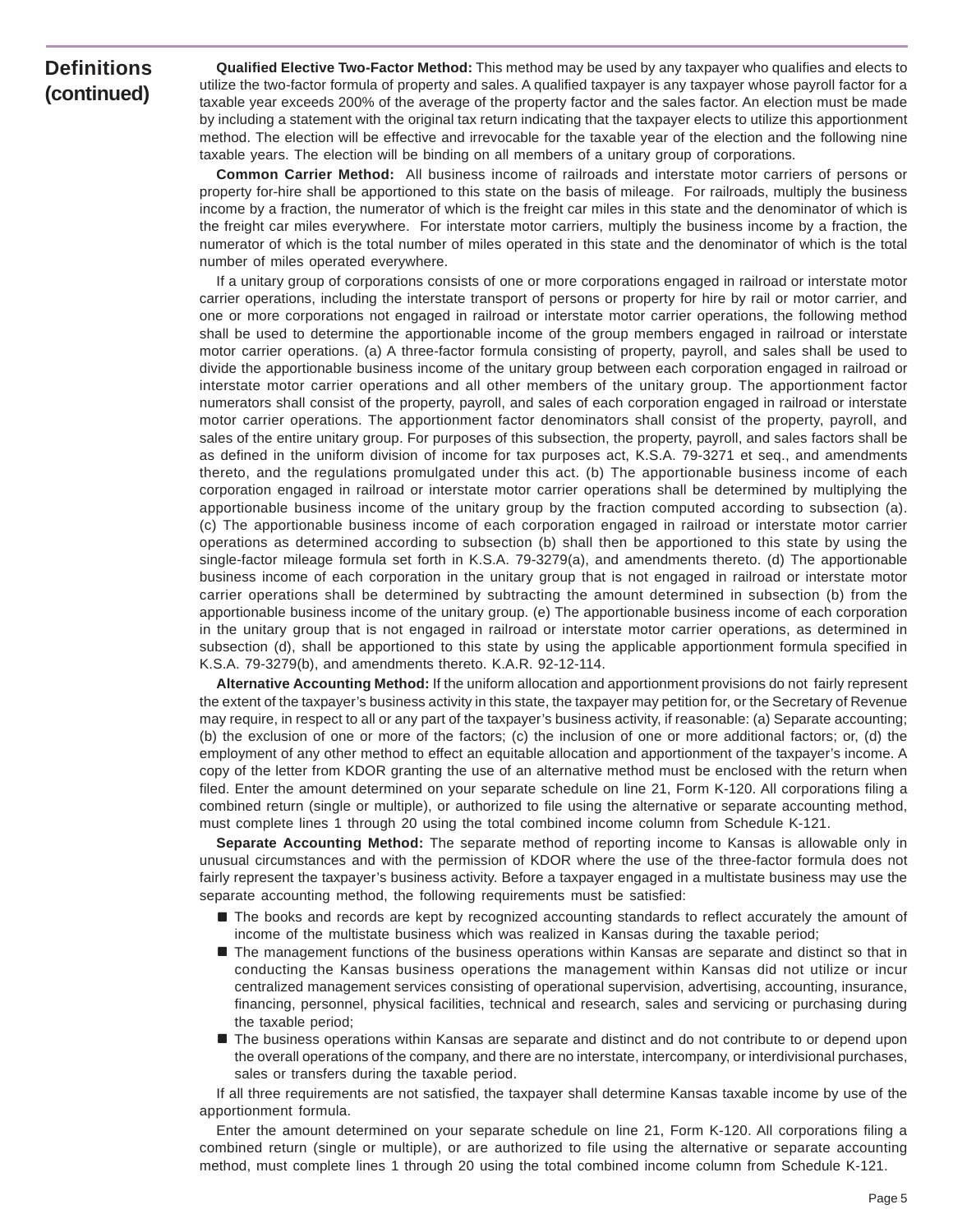## Definitions (continued)

**Qualified Elective Two-Factor Method:** This method may be used by any taxpayer who qualifies and elects to utilize the two-factor formula of property and sales. A qualified taxpayer is any taxpayer whose payroll factor for a taxable year exceeds 200% of the average of the property factor and the sales factor. An election must be made by including a statement with the original tax return indicating that the taxpayer elects to utilize this apportionment method. The election will be effective and irrevocable for the taxable year of the election and the following nine taxable years. The election will be binding on all members of a unitary group of corporations.

**Common Carrier Method:** All business income of railroads and interstate motor carriers of persons or property for-hire shall be apportioned to this state on the basis of mileage. For railroads, multiply the business income by a fraction, the numerator of which is the freight car miles in this state and the denominator of which is the freight car miles everywhere. For interstate motor carriers, multiply the business income by a fraction, the numerator of which is the total number of miles operated in this state and the denominator of which is the total number of miles operated everywhere.

If a unitary group of corporations consists of one or more corporations engaged in railroad or interstate motor carrier operations, including the interstate transport of persons or property for hire by rail or motor carrier, and one or more corporations not engaged in railroad or interstate motor carrier operations, the following method shall be used to determine the apportionable income of the group members engaged in railroad or interstate motor carrier operations. (a) A three-factor formula consisting of property, payroll, and sales shall be used to divide the apportionable business income of the unitary group between each corporation engaged in railroad or interstate motor carrier operations and all other members of the unitary group. The apportionment factor numerators shall consist of the property, payroll, and sales of each corporation engaged in railroad or interstate motor carrier operations. The apportionment factor denominators shall consist of the property, payroll, and sales of the entire unitary group. For purposes of this subsection, the property, payroll, and sales factors shall be as defined in the uniform division of income for tax purposes act, K.S.A. 79-3271 et seq., and amendments thereto, and the regulations promulgated under this act. (b) The apportionable business income of each corporation engaged in railroad or interstate motor carrier operations shall be determined by multiplying the apportionable business income of the unitary group by the fraction computed according to subsection (a). (c) The apportionable business income of each corporation engaged in railroad or interstate motor carrier operations as determined according to subsection (b) shall then be apportioned to this state by using the single-factor mileage formula set forth in K.S.A. 79-3279(a), and amendments thereto. (d) The apportionable business income of each corporation in the unitary group that is not engaged in railroad or interstate motor carrier operations shall be determined by subtracting the amount determined in subsection (b) from the apportionable business income of the unitary group. (e) The apportionable business income of each corporation in the unitary group that is not engaged in railroad or interstate motor carrier operations, as determined in subsection (d), shall be apportioned to this state by using the applicable apportionment formula specified in K.S.A. 79-3279(b), and amendments thereto. K.A.R. 92-12-114.

**Alternative Accounting Method:** If the uniform allocation and apportionment provisions do not fairly represent the extent of the taxpayer's business activity in this state, the taxpayer may petition for, or the Secretary of Revenue may require, in respect to all or any part of the taxpayer's business activity, if reasonable: (a) Separate accounting; (b) the exclusion of one or more of the factors; (c) the inclusion of one or more additional factors; or, (d) the employment of any other method to effect an equitable allocation and apportionment of the taxpayer's income. A copy of the letter from KDOR granting the use of an alternative method must be enclosed with the return when filed. Enter the amount determined on your separate schedule on line 21, Form K-120. All corporations filing a combined return (single or multiple), or authorized to file using the alternative or separate accounting method, must complete lines 1 through 20 using the total combined income column from Schedule K-121.

**Separate Accounting Method:** The separate method of reporting income to Kansas is allowable only in unusual circumstances and with the permission of KDOR where the use of the three-factor formula does not fairly represent the taxpayer's business activity. Before a taxpayer engaged in a multistate business may use the separate accounting method, the following requirements must be satisfied:

- The books and records are kept by recognized accounting standards to reflect accurately the amount of income of the multistate business which was realized in Kansas during the taxable period;
- The management functions of the business operations within Kansas are separate and distinct so that in conducting the Kansas business operations the management within Kansas did not utilize or incur centralized management services consisting of operational supervision, advertising, accounting, insurance, financing, personnel, physical facilities, technical and research, sales and servicing or purchasing during the taxable period;
- The business operations within Kansas are separate and distinct and do not contribute to or depend upon the overall operations of the company, and there are no interstate, intercompany, or interdivisional purchases, sales or transfers during the taxable period.

If all three requirements are not satisfied, the taxpayer shall determine Kansas taxable income by use of the apportionment formula.

Enter the amount determined on your separate schedule on line 21, Form K-120. All corporations filing a combined return (single or multiple), or are authorized to file using the alternative or separate accounting method, must complete lines 1 through 20 using the total combined income column from Schedule K-121.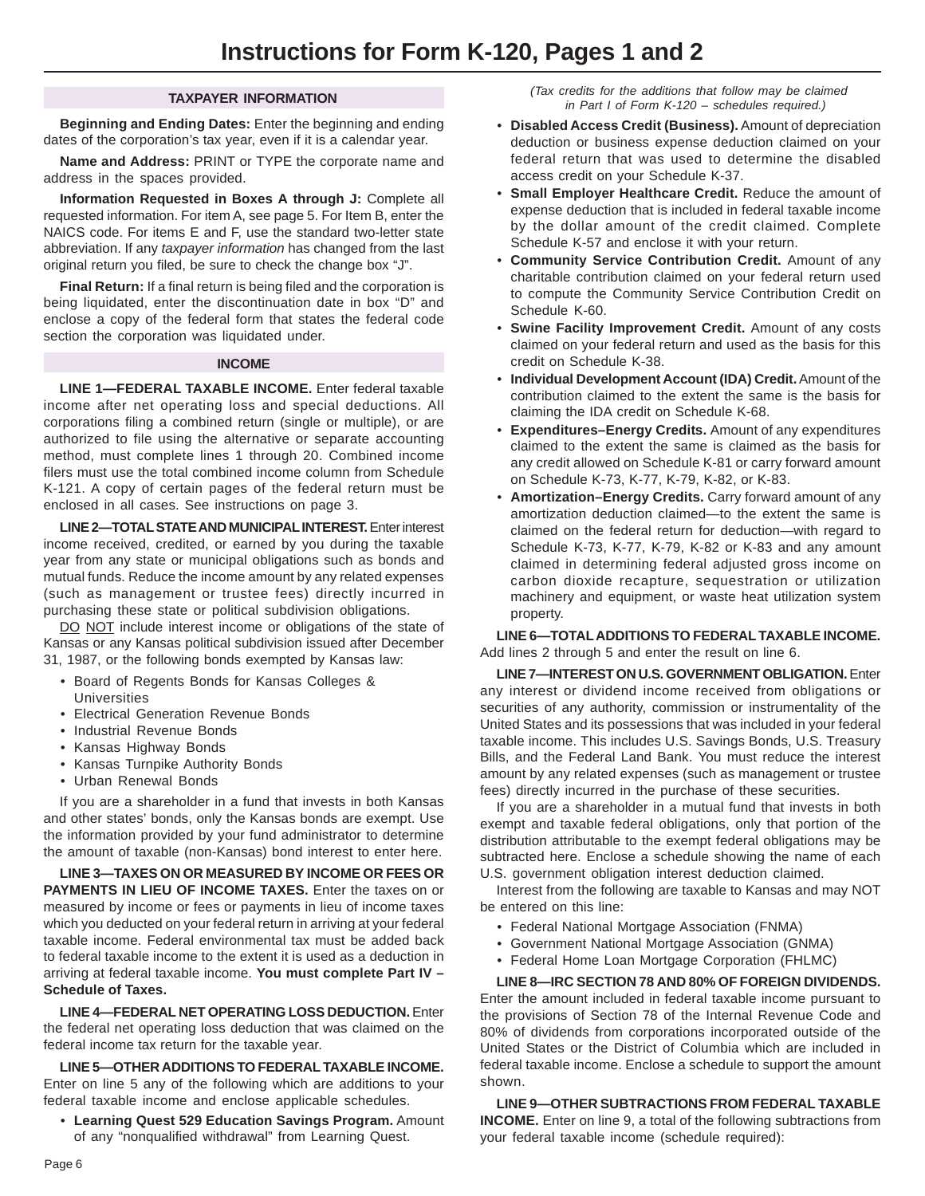# Instructions for Form K-120, Pages 1 and 2

## TAXPAYER INFORMATION

**Beginning and Ending Dates:** Enter the beginning and ending dates of the corporation's tax year, even if it is a calendar year.

**Name and Address:** PRINT or TYPE the corporate name and address in the spaces provided.

**Information Requested in Boxes A through J:** Complete all requested information. For item A, see page 5. For Item B, enter the NAICS code. For items E and F, use the standard two-letter state abbreviation. If any *taxpayer information* has changed from the last original return you filed, be sure to check the change box "J".

**Final Return:** If a final return is being filed and the corporation is being liquidated, enter the discontinuation date in box "D" and enclose a copy of the federal form that states the federal code section the corporation was liquidated under.

## INCOME

**LINE 1—FEDERAL TAXABLE INCOME.** Enter federal taxable income after net operating loss and special deductions. All corporations filing a combined return (single or multiple), or are authorized to file using the alternative or separate accounting method, must complete lines 1 through 20. Combined income filers must use the total combined income column from Schedule K-121. A copy of certain pages of the federal return must be enclosed in all cases. See instructions on page 3.

**LINE 2—TOTAL STATE AND MUNICIPAL INTEREST.** Enter interest income received, credited, or earned by you during the taxable year from any state or municipal obligations such as bonds and mutual funds. Reduce the income amount by any related expenses (such as management or trustee fees) directly incurred in purchasing these state or political subdivision obligations.

DO NOT include interest income or obligations of the state of Kansas or any Kansas political subdivision issued after December 31, 1987, or the following bonds exempted by Kansas law:

- Board of Regents Bonds for Kansas Colleges & Universities
- Electrical Generation Revenue Bonds
- Industrial Revenue Bonds
- Kansas Highway Bonds
- Kansas Turnpike Authority Bonds
- Urban Renewal Bonds

If you are a shareholder in a fund that invests in both Kansas and other states' bonds, only the Kansas bonds are exempt. Use the information provided by your fund administrator to determine the amount of taxable (non-Kansas) bond interest to enter here.

**LINE 3—TAXES ON OR MEASURED BY INCOME OR FEES OR PAYMENTS IN LIEU OF INCOME TAXES.** Enter the taxes on or measured by income or fees or payments in lieu of income taxes which you deducted on your federal return in arriving at your federal taxable income. Federal environmental tax must be added back to federal taxable income to the extent it is used as a deduction in arriving at federal taxable income. **You must complete Part IV – Schedule of Taxes.**

**LINE 4—FEDERAL NET OPERATING LOSS DEDUCTION.** Enter the federal net operating loss deduction that was claimed on the federal income tax return for the taxable year.

**LINE 5—OTHER ADDITIONS TO FEDERAL TAXABLE INCOME.** Enter on line 5 any of the following which are additions to your federal taxable income and enclose applicable schedules.

- **Learning Quest 529 Education Savings Program.** Amount of any "nonqualified withdrawal" from Learning Quest.

*(Tax credits for the additions that follow may be claimed in Part I of Form K-120 – schedules required.)*

- **Disabled Access Credit (Business).** Amount of depreciation deduction or business expense deduction claimed on your federal return that was used to determine the disabled access credit on your Schedule K-37.
- **Small Employer Healthcare Credit.** Reduce the amount of expense deduction that is included in federal taxable income by the dollar amount of the credit claimed. Complete Schedule K-57 and enclose it with your return.
- **Community Service Contribution Credit.** Amount of any charitable contribution claimed on your federal return used to compute the Community Service Contribution Credit on Schedule K-60.
- **Swine Facility Improvement Credit.** Amount of any costs claimed on your federal return and used as the basis for this credit on Schedule K-38.
- **Individual Development Account (IDA) Credit.** Amount of the contribution claimed to the extent the same is the basis for claiming the IDA credit on Schedule K-68.
- **Expenditures–Energy Credits.** Amount of any expenditures claimed to the extent the same is claimed as the basis for any credit allowed on Schedule K-81 or carry forward amount on Schedule K-73, K-77, K-79, K-82, or K-83.
- **Amortization–Energy Credits.** Carry forward amount of any amortization deduction claimed—to the extent the same is claimed on the federal return for deduction—with regard to Schedule K-73, K-77, K-79, K-82 or K-83 and any amount claimed in determining federal adjusted gross income on carbon dioxide recapture, sequestration or utilization machinery and equipment, or waste heat utilization system property.

**LINE 6—TOTAL ADDITIONS TO FEDERAL TAXABLE INCOME.** Add lines 2 through 5 and enter the result on line 6.

**LINE 7—INTEREST ON U.S. GOVERNMENT OBLIGATION.** Enter any interest or dividend income received from obligations or securities of any authority, commission or instrumentality of the United States and its possessions that was included in your federal taxable income. This includes U.S. Savings Bonds, U.S. Treasury Bills, and the Federal Land Bank. You must reduce the interest amount by any related expenses (such as management or trustee fees) directly incurred in the purchase of these securities.

If you are a shareholder in a mutual fund that invests in both exempt and taxable federal obligations, only that portion of the distribution attributable to the exempt federal obligations may be subtracted here. Enclose a schedule showing the name of each U.S. government obligation interest deduction claimed.

Interest from the following are taxable to Kansas and may NOT be entered on this line:

- Federal National Mortgage Association (FNMA)
- Government National Mortgage Association (GNMA)
- Federal Home Loan Mortgage Corporation (FHLMC)

**LINE 8—IRC SECTION 78 AND 80% OF FOREIGN DIVIDENDS.** Enter the amount included in federal taxable income pursuant to the provisions of Section 78 of the Internal Revenue Code and 80% of dividends from corporations incorporated outside of the United States or the District of Columbia which are included in federal taxable income. Enclose a schedule to support the amount shown.

**LINE 9—OTHER SUBTRACTIONS FROM FEDERAL TAXABLE INCOME.** Enter on line 9, a total of the following subtractions from your federal taxable income (schedule required):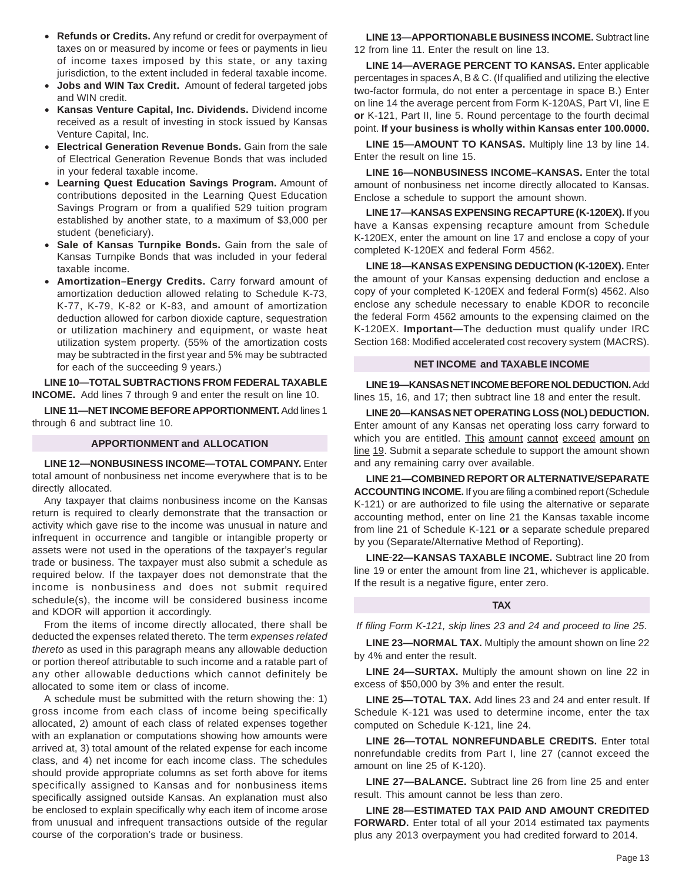- **Refunds or Credits.** Any refund or credit for overpayment of taxes on or measured by income or fees or payments in lieu of income taxes imposed by this state, or any taxing jurisdiction, to the extent included in federal taxable income.
- **Jobs and WIN Tax Credit.** Amount of federal targeted jobs and WIN credit.
- **Kansas Venture Capital, Inc. Dividends.** Dividend income received as a result of investing in stock issued by Kansas Venture Capital, Inc.
- **Electrical Generation Revenue Bonds.** Gain from the sale of Electrical Generation Revenue Bonds that was included in your federal taxable income.
- **Learning Quest Education Savings Program.** Amount of contributions deposited in the Learning Quest Education Savings Program or from a qualified 529 tuition program established by another state, to a maximum of $3,000 per student (beneficiary).
- **Sale of Kansas Turnpike Bonds.** Gain from the sale of Kansas Turnpike Bonds that was included in your federal taxable income.
- **Amortization–Energy Credits.** Carry forward amount of amortization deduction allowed relating to Schedule K-73, K-77, K-79, K-82 or K-83, and amount of amortization deduction allowed for carbon dioxide capture, sequestration or utilization machinery and equipment, or waste heat utilization system property. (55% of the amortization costs may be subtracted in the first year and 5% may be subtracted for each of the succeeding 9 years.)

**LINE 10—TOTAL SUBTRACTIONS FROM FEDERAL TAXABLE INCOME.** Add lines 7 through 9 and enter the result on line 10.

**LINE 11—NET INCOME BEFORE APPORTIONMENT.** Add lines 1 through 6 and subtract line 10.

## APPORTIONMENT and ALLOCATION

**LINE 12—NONBUSINESS INCOME—TOTAL COMPANY.** Enter total amount of nonbusiness net income everywhere that is to be directly allocated.

Any taxpayer that claims nonbusiness income on the Kansas return is required to clearly demonstrate that the transaction or activity which gave rise to the income was unusual in nature and infrequent in occurrence and tangible or intangible property or assets were not used in the operations of the taxpayer's regular trade or business. The taxpayer must also submit a schedule as required below. If the taxpayer does not demonstrate that the income is nonbusiness and does not submit required schedule(s), the income will be considered business income and KDOR will apportion it accordingly.

From the items of income directly allocated, there shall be deducted the expenses related thereto. The term *expenses related thereto* as used in this paragraph means any allowable deduction or portion thereof attributable to such income and a ratable part of any other allowable deductions which cannot definitely be allocated to some item or class of income.

A schedule must be submitted with the return showing the: 1) gross income from each class of income being specifically allocated, 2) amount of each class of related expenses together with an explanation or computations showing how amounts were arrived at, 3) total amount of the related expense for each income class, and 4) net income for each income class. The schedules should provide appropriate columns as set forth above for items specifically assigned to Kansas and for nonbusiness items specifically assigned outside Kansas. An explanation must also be enclosed to explain specifically why each item of income arose from unusual and infrequent transactions outside of the regular course of the corporation's trade or business.

**LINE 13—APPORTIONABLE BUSINESS INCOME.** Subtract line 12 from line 11. Enter the result on line 13.

**LINE 14—AVERAGE PERCENT TO KANSAS.** Enter applicable percentages in spaces A, B & C. (If qualified and utilizing the elective two-factor formula, do not enter a percentage in space B.) Enter on line 14 the average percent from Form K-120AS, Part VI, line E **or** K-121, Part II, line 5. Round percentage to the fourth decimal point. **If your business is wholly within Kansas enter 100.0000.**

**LINE 15—AMOUNT TO KANSAS.** Multiply line 13 by line 14. Enter the result on line 15.

**LINE 16—NONBUSINESS INCOME–KANSAS.** Enter the total amount of nonbusiness net income directly allocated to Kansas. Enclose a schedule to support the amount shown.

**LINE 17—KANSAS EXPENSING RECAPTURE (K-120EX).** If you have a Kansas expensing recapture amount from Schedule K-120EX, enter the amount on line 17 and enclose a copy of your completed K-120EX and federal Form 4562.

**LINE 18—KANSAS EXPENSING DEDUCTION (K-120EX).** Enter the amount of your Kansas expensing deduction and enclose a copy of your completed K-120EX and federal Form(s) 4562. Also enclose any schedule necessary to enable KDOR to reconcile the federal Form 4562 amounts to the expensing claimed on the K-120EX. **Important**—The deduction must qualify under IRC Section 168: Modified accelerated cost recovery system (MACRS).

## NET INCOME and TAXABLE INCOME

**LINE 19—KANSAS NET INCOME BEFORE NOL DEDUCTION.** Add lines 15, 16, and 17; then subtract line 18 and enter the result.

**LINE 20—KANSAS NET OPERATING LOSS (NOL) DEDUCTION.** Enter amount of any Kansas net operating loss carry forward to which you are entitled. This amount cannot exceed amount on line 19. Submit a separate schedule to support the amount shown and any remaining carry over available.

**LINE 21—COMBINED REPORT OR ALTERNATIVE/SEPARATE ACCOUNTING INCOME.** If you are filing a combined report (Schedule K-121) or are authorized to file using the alternative or separate accounting method, enter on line 21 the Kansas taxable income from line 21 of Schedule K-121 **or** a separate schedule prepared by you (Separate/Alternative Method of Reporting).

**LINE-22—KANSAS TAXABLE INCOME.** Subtract line 20 from line 19 or enter the amount from line 21, whichever is applicable. If the result is a negative figure, enter zero.

## TAX

*If filing Form K-121, skip lines 23 and 24 and proceed to line 25*.

**LINE 23—NORMAL TAX.** Multiply the amount shown on line 22 by 4% and enter the result.

**LINE 24—SURTAX.** Multiply the amount shown on line 22 in excess of $50,000 by 3% and enter the result.

**LINE 25—TOTAL TAX.** Add lines 23 and 24 and enter result. If Schedule K-121 was used to determine income, enter the tax computed on Schedule K-121, line 24.

**LINE 26—TOTAL NONREFUNDABLE CREDITS.** Enter total nonrefundable credits from Part I, line 27 (cannot exceed the amount on line 25 of K-120).

**LINE 27—BALANCE.** Subtract line 26 from line 25 and enter result. This amount cannot be less than zero.

**LINE 28—ESTIMATED TAX PAID AND AMOUNT CREDITED FORWARD.** Enter total of all your 2014 estimated tax payments plus any 2013 overpayment you had credited forward to 2014.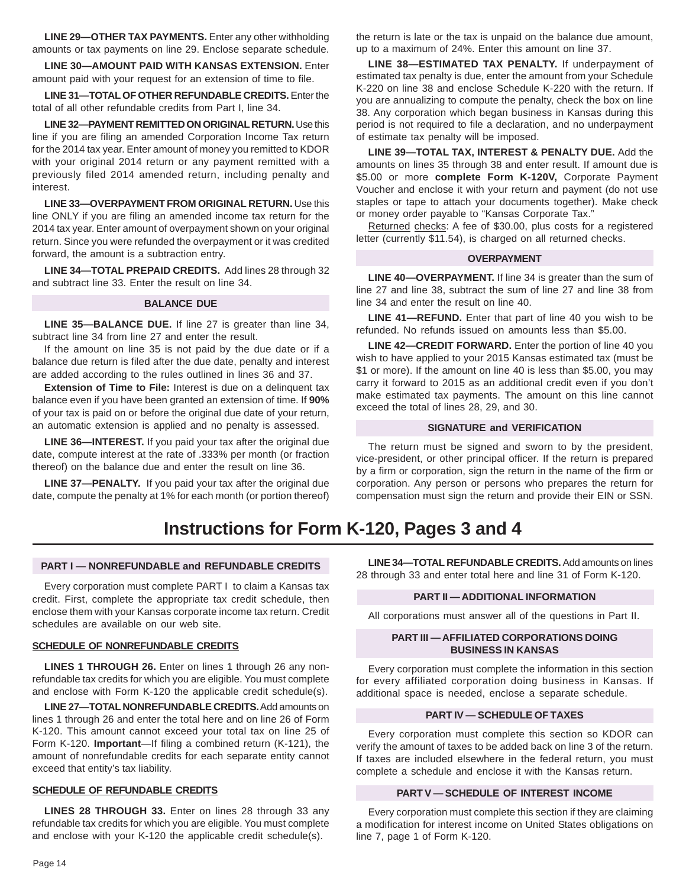**LINE 29—OTHER TAX PAYMENTS.** Enter any other withholding amounts or tax payments on line 29. Enclose separate schedule.

**LINE 30—AMOUNT PAID WITH KANSAS EXTENSION.** Enter amount paid with your request for an extension of time to file.

**LINE 31—TOTAL OF OTHER REFUNDABLE CREDITS.** Enter the total of all other refundable credits from Part I, line 34.

**LINE 32—PAYMENT REMITTED ON ORIGINAL RETURN.** Use this line if you are filing an amended Corporation Income Tax return for the 2014 tax year. Enter amount of money you remitted to KDOR with your original 2014 return or any payment remitted with a previously filed 2014 amended return, including penalty and interest.

**LINE 33—OVERPAYMENT FROM ORIGINAL RETURN.** Use this line ONLY if you are filing an amended income tax return for the 2014 tax year. Enter amount of overpayment shown on your original return. Since you were refunded the overpayment or it was credited forward, the amount is a subtraction entry.

**LINE 34—TOTAL PREPAID CREDITS.** Add lines 28 through 32 and subtract line 33. Enter the result on line 34.

### BALANCE DUE

**LINE 35—BALANCE DUE.** If line 27 is greater than line 34, subtract line 34 from line 27 and enter the result.

If the amount on line 35 is not paid by the due date or if a balance due return is filed after the due date, penalty and interest are added according to the rules outlined in lines 36 and 37.

**Extension of Time to File:** Interest is due on a delinquent tax balance even if you have been granted an extension of time. If **90%** of your tax is paid on or before the original due date of your return, an automatic extension is applied and no penalty is assessed.

**LINE 36—INTEREST.** If you paid your tax after the original due date, compute interest at the rate of .333% per month (or fraction thereof) on the balance due and enter the result on line 36.

**LINE 37—PENALTY.** If you paid your tax after the original due date, compute the penalty at 1% for each month (or portion thereof) the return is late or the tax is unpaid on the balance due amount, up to a maximum of 24%. Enter this amount on line 37.

**LINE 38—ESTIMATED TAX PENALTY.** If underpayment of estimated tax penalty is due, enter the amount from your Schedule K-220 on line 38 and enclose Schedule K-220 with the return. If you are annualizing to compute the penalty, check the box on line 38. Any corporation which began business in Kansas during this period is not required to file a declaration, and no underpayment of estimate tax penalty will be imposed.

**LINE 39—TOTAL TAX, INTEREST & PENALTY DUE.** Add the amounts on lines 35 through 38 and enter result. If amount due is $5.00 or more **complete Form K-120V,** Corporate Payment Voucher and enclose it with your return and payment (do not use staples or tape to attach your documents together). Make check or money order payable to "Kansas Corporate Tax."

Returned checks: A fee of $30.00, plus costs for a registered letter (currently $11.54), is charged on all returned checks.

### OVERPAYMENT

**LINE 40—OVERPAYMENT.** If line 34 is greater than the sum of line 27 and line 38, subtract the sum of line 27 and line 38 from line 34 and enter the result on line 40.

**LINE 41—REFUND.** Enter that part of line 40 you wish to be refunded. No refunds issued on amounts less than $5.00.

**LINE 42—CREDIT FORWARD.** Enter the portion of line 40 you wish to have applied to your 2015 Kansas estimated tax (must be $1 or more). If the amount on line 40 is less than $5.00, you may carry it forward to 2015 as an additional credit even if you don't make estimated tax payments. The amount on this line cannot exceed the total of lines 28, 29, and 30.

### SIGNATURE and VERIFICATION

The return must be signed and sworn to by the president, vice-president, or other principal officer. If the return is prepared by a firm or corporation, sign the return in the name of the firm or corporation. Any person or persons who prepares the return for compensation must sign the return and provide their EIN or SSN.

# Instructions for Form K-120, Pages 3 and 4

### PART I — NONREFUNDABLE and REFUNDABLE CREDITS

Every corporation must complete PART I to claim a Kansas tax credit. First, complete the appropriate tax credit schedule, then enclose them with your Kansas corporate income tax return. Credit schedules are available on our web site.

**SCHEDULE OF NONREFUNDABLE CREDITS**

**LINES 1 THROUGH 26.** Enter on lines 1 through 26 any non-refundable tax credits for which you are eligible. You must complete and enclose with Form K-120 the applicable credit schedule(s).

**LINE 27—TOTAL NONREFUNDABLE CREDITS.** Add amounts on lines 1 through 26 and enter the total here and on line 26 of Form K-120. This amount cannot exceed your total tax on line 25 of Form K-120. **Important**—If filing a combined return (K-121), the amount of nonrefundable credits for each separate entity cannot exceed that entity's tax liability.

**SCHEDULE OF REFUNDABLE CREDITS**

**LINES 28 THROUGH 33.** Enter on lines 28 through 33 any refundable tax credits for which you are eligible. You must complete and enclose with your K-120 the applicable credit schedule(s).

**LINE 34—TOTAL REFUNDABLE CREDITS.** Add amounts on lines 28 through 33 and enter total here and line 31 of Form K-120.

### PART II — ADDITIONAL INFORMATION

All corporations must answer all of the questions in Part II.

### PART III — AFFILIATED CORPORATIONS DOING BUSINESS IN KANSAS

Every corporation must complete the information in this section for every affiliated corporation doing business in Kansas. If additional space is needed, enclose a separate schedule.

### PART IV — SCHEDULE OF TAXES

Every corporation must complete this section so KDOR can verify the amount of taxes to be added back on line 3 of the return. If taxes are included elsewhere in the federal return, you must complete a schedule and enclose it with the Kansas return.

### PART V — SCHEDULE OF INTEREST INCOME

Every corporation must complete this section if they are claiming a modification for interest income on United States obligations on line 7, page 1 of Form K-120.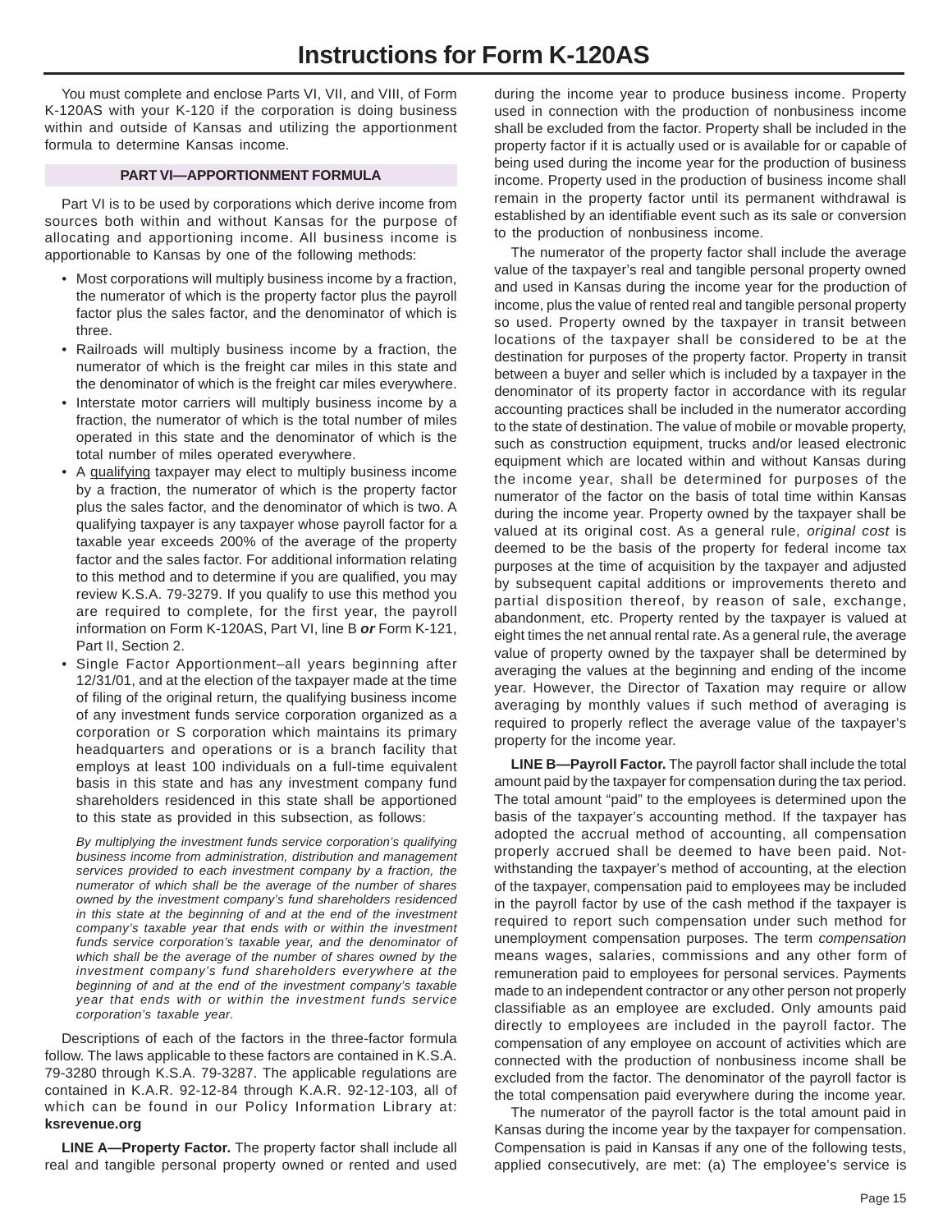# Instructions for Form K-120AS

You must complete and enclose Parts VI, VII, and VIII, of Form K-120AS with your K-120 if the corporation is doing business within and outside of Kansas and utilizing the apportionment formula to determine Kansas income.

## PART VI—APPORTIONMENT FORMULA

Part VI is to be used by corporations which derive income from sources both within and without Kansas for the purpose of allocating and apportioning income. All business income is apportionable to Kansas by one of the following methods:

- Most corporations will multiply business income by a fraction, the numerator of which is the property factor plus the payroll factor plus the sales factor, and the denominator of which is three.
- Railroads will multiply business income by a fraction, the numerator of which is the freight car miles in this state and the denominator of which is the freight car miles everywhere.
- Interstate motor carriers will multiply business income by a fraction, the numerator of which is the total number of miles operated in this state and the denominator of which is the total number of miles operated everywhere.
- A qualifying taxpayer may elect to multiply business income by a fraction, the numerator of which is the property factor plus the sales factor, and the denominator of which is two. A qualifying taxpayer is any taxpayer whose payroll factor for a taxable year exceeds 200% of the average of the property factor and the sales factor. For additional information relating to this method and to determine if you are qualified, you may review K.S.A. 79-3279. If you qualify to use this method you are required to complete, for the first year, the payroll information on Form K-120AS, Part VI, line B ***or*** Form K-121, Part II, Section 2.
- Single Factor Apportionment–all years beginning after 12/31/01, and at the election of the taxpayer made at the time of filing of the original return, the qualifying business income of any investment funds service corporation organized as a corporation or S corporation which maintains its primary headquarters and operations or is a branch facility that employs at least 100 individuals on a full-time equivalent basis in this state and has any investment company fund shareholders residenced in this state shall be apportioned to this state as provided in this subsection, as follows:

  *By multiplying the investment funds service corporation's qualifying business income from administration, distribution and management services provided to each investment company by a fraction, the numerator of which shall be the average of the number of shares owned by the investment company's fund shareholders residenced in this state at the beginning of and at the end of the investment company's taxable year that ends with or within the investment funds service corporation's taxable year, and the denominator of which shall be the average of the number of shares owned by the investment company's fund shareholders everywhere at the beginning of and at the end of the investment company's taxable year that ends with or within the investment funds service corporation's taxable year.*

Descriptions of each of the factors in the three-factor formula follow. The laws applicable to these factors are contained in K.S.A. 79-3280 through K.S.A. 79-3287. The applicable regulations are contained in K.A.R. 92-12-84 through K.A.R. 92-12-103, all of which can be found in our Policy Information Library at: **ksrevenue.org**

**LINE A—Property Factor.** The property factor shall include all real and tangible personal property owned or rented and used during the income year to produce business income. Property used in connection with the production of nonbusiness income shall be excluded from the factor. Property shall be included in the property factor if it is actually used or is available for or capable of being used during the income year for the production of business income. Property used in the production of business income shall remain in the property factor until its permanent withdrawal is established by an identifiable event such as its sale or conversion to the production of nonbusiness income.

The numerator of the property factor shall include the average value of the taxpayer's real and tangible personal property owned and used in Kansas during the income year for the production of income, plus the value of rented real and tangible personal property so used. Property owned by the taxpayer in transit between locations of the taxpayer shall be considered to be at the destination for purposes of the property factor. Property in transit between a buyer and seller which is included by a taxpayer in the denominator of its property factor in accordance with its regular accounting practices shall be included in the numerator according to the state of destination. The value of mobile or movable property, such as construction equipment, trucks and/or leased electronic equipment which are located within and without Kansas during the income year, shall be determined for purposes of the numerator of the factor on the basis of total time within Kansas during the income year. Property owned by the taxpayer shall be valued at its original cost. As a general rule, *original cost* is deemed to be the basis of the property for federal income tax purposes at the time of acquisition by the taxpayer and adjusted by subsequent capital additions or improvements thereto and partial disposition thereof, by reason of sale, exchange, abandonment, etc. Property rented by the taxpayer is valued at eight times the net annual rental rate. As a general rule, the average value of property owned by the taxpayer shall be determined by averaging the values at the beginning and ending of the income year. However, the Director of Taxation may require or allow averaging by monthly values if such method of averaging is required to properly reflect the average value of the taxpayer's property for the income year.

**LINE B—Payroll Factor.** The payroll factor shall include the total amount paid by the taxpayer for compensation during the tax period. The total amount "paid" to the employees is determined upon the basis of the taxpayer's accounting method. If the taxpayer has adopted the accrual method of accounting, all compensation properly accrued shall be deemed to have been paid. Notwithstanding the taxpayer's method of accounting, at the election of the taxpayer, compensation paid to employees may be included in the payroll factor by use of the cash method if the taxpayer is required to report such compensation under such method for unemployment compensation purposes. The term *compensation* means wages, salaries, commissions and any other form of remuneration paid to employees for personal services. Payments made to an independent contractor or any other person not properly classifiable as an employee are excluded. Only amounts paid directly to employees are included in the payroll factor. The compensation of any employee on account of activities which are connected with the production of nonbusiness income shall be excluded from the factor. The denominator of the payroll factor is the total compensation paid everywhere during the income year.

The numerator of the payroll factor is the total amount paid in Kansas during the income year by the taxpayer for compensation. Compensation is paid in Kansas if any one of the following tests, applied consecutively, are met: (a) The employee's service is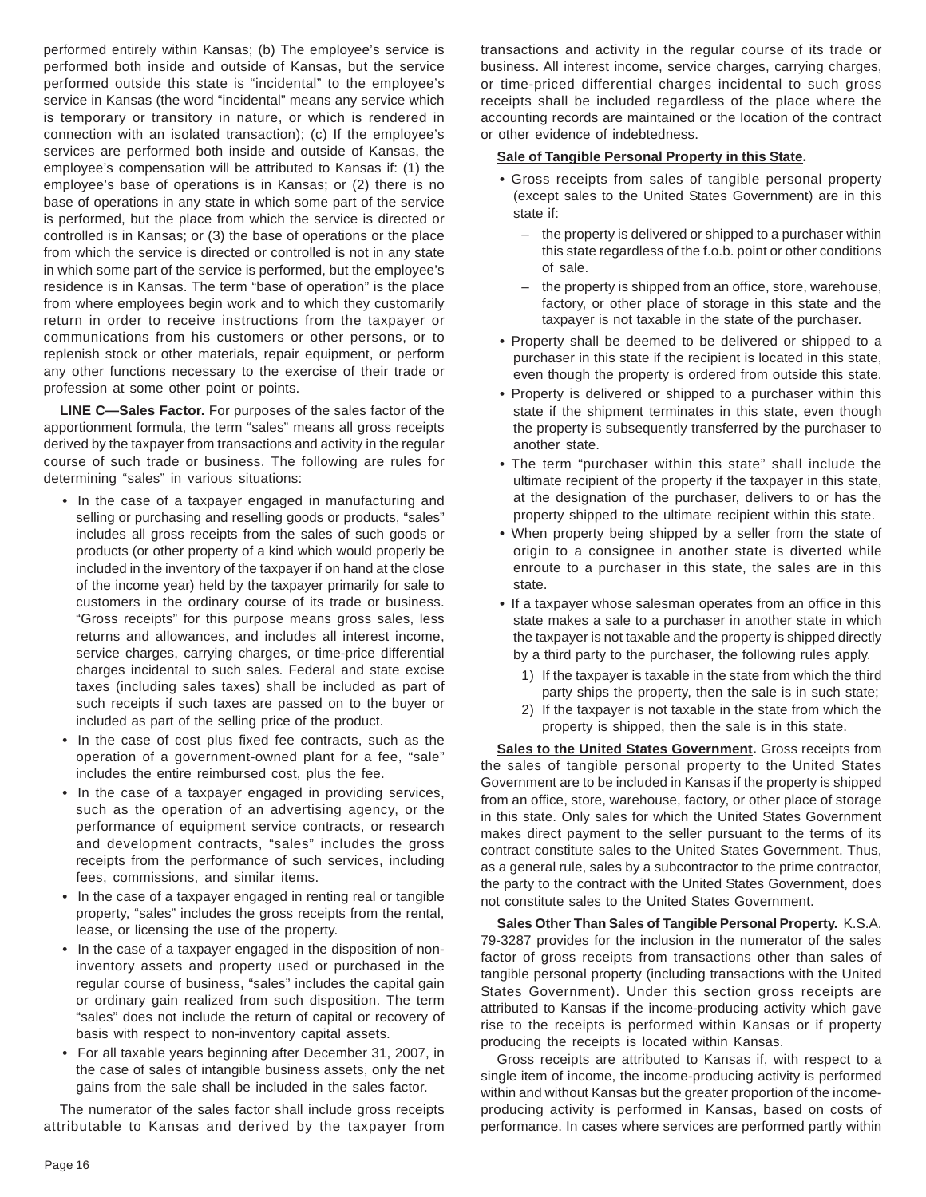performed entirely within Kansas; (b) The employee's service is performed both inside and outside of Kansas, but the service performed outside this state is "incidental" to the employee's service in Kansas (the word "incidental" means any service which is temporary or transitory in nature, or which is rendered in connection with an isolated transaction); (c) If the employee's services are performed both inside and outside of Kansas, the employee's compensation will be attributed to Kansas if: (1) the employee's base of operations is in Kansas; or (2) there is no base of operations in any state in which some part of the service is performed, but the place from which the service is directed or controlled is in Kansas; or (3) the base of operations or the place from which the service is directed or controlled is not in any state in which some part of the service is performed, but the employee's residence is in Kansas. The term "base of operation" is the place from where employees begin work and to which they customarily return in order to receive instructions from the taxpayer or communications from his customers or other persons, or to replenish stock or other materials, repair equipment, or perform any other functions necessary to the exercise of their trade or profession at some other point or points.

**LINE C—Sales Factor.** For purposes of the sales factor of the apportionment formula, the term "sales" means all gross receipts derived by the taxpayer from transactions and activity in the regular course of such trade or business. The following are rules for determining "sales" in various situations:

- In the case of a taxpayer engaged in manufacturing and selling or purchasing and reselling goods or products, "sales" includes all gross receipts from the sales of such goods or products (or other property of a kind which would properly be included in the inventory of the taxpayer if on hand at the close of the income year) held by the taxpayer primarily for sale to customers in the ordinary course of its trade or business. "Gross receipts" for this purpose means gross sales, less returns and allowances, and includes all interest income, service charges, carrying charges, or time-price differential charges incidental to such sales. Federal and state excise taxes (including sales taxes) shall be included as part of such receipts if such taxes are passed on to the buyer or included as part of the selling price of the product.
- In the case of cost plus fixed fee contracts, such as the operation of a government-owned plant for a fee, "sale" includes the entire reimbursed cost, plus the fee.
- In the case of a taxpayer engaged in providing services, such as the operation of an advertising agency, or the performance of equipment service contracts, or research and development contracts, "sales" includes the gross receipts from the performance of such services, including fees, commissions, and similar items.
- In the case of a taxpayer engaged in renting real or tangible property, "sales" includes the gross receipts from the rental, lease, or licensing the use of the property.
- In the case of a taxpayer engaged in the disposition of non-inventory assets and property used or purchased in the regular course of business, "sales" includes the capital gain or ordinary gain realized from such disposition. The term "sales" does not include the return of capital or recovery of basis with respect to non-inventory capital assets.
- For all taxable years beginning after December 31, 2007, in the case of sales of intangible business assets, only the net gains from the sale shall be included in the sales factor.

The numerator of the sales factor shall include gross receipts attributable to Kansas and derived by the taxpayer from transactions and activity in the regular course of its trade or business. All interest income, service charges, carrying charges, or time-priced differential charges incidental to such gross receipts shall be included regardless of the place where the accounting records are maintained or the location of the contract or other evidence of indebtedness.

**Sale of Tangible Personal Property in this State.**

- Gross receipts from sales of tangible personal property (except sales to the United States Government) are in this state if:
  - the property is delivered or shipped to a purchaser within this state regardless of the f.o.b. point or other conditions of sale.
  - the property is shipped from an office, store, warehouse, factory, or other place of storage in this state and the taxpayer is not taxable in the state of the purchaser.
- Property shall be deemed to be delivered or shipped to a purchaser in this state if the recipient is located in this state, even though the property is ordered from outside this state.
- Property is delivered or shipped to a purchaser within this state if the shipment terminates in this state, even though the property is subsequently transferred by the purchaser to another state.
- The term "purchaser within this state" shall include the ultimate recipient of the property if the taxpayer in this state, at the designation of the purchaser, delivers to or has the property shipped to the ultimate recipient within this state.
- When property being shipped by a seller from the state of origin to a consignee in another state is diverted while enroute to a purchaser in this state, the sales are in this state.
- If a taxpayer whose salesman operates from an office in this state makes a sale to a purchaser in another state in which the taxpayer is not taxable and the property is shipped directly by a third party to the purchaser, the following rules apply.
  1. If the taxpayer is taxable in the state from which the third party ships the property, then the sale is in such state;
  2. If the taxpayer is not taxable in the state from which the property is shipped, then the sale is in this state.

**Sales to the United States Government.** Gross receipts from the sales of tangible personal property to the United States Government are to be included in Kansas if the property is shipped from an office, store, warehouse, factory, or other place of storage in this state. Only sales for which the United States Government makes direct payment to the seller pursuant to the terms of its contract constitute sales to the United States Government. Thus, as a general rule, sales by a subcontractor to the prime contractor, the party to the contract with the United States Government, does not constitute sales to the United States Government.

**Sales Other Than Sales of Tangible Personal Property.** K.S.A. 79-3287 provides for the inclusion in the numerator of the sales factor of gross receipts from transactions other than sales of tangible personal property (including transactions with the United States Government). Under this section gross receipts are attributed to Kansas if the income-producing activity which gave rise to the receipts is performed within Kansas or if property producing the receipts is located within Kansas.

Gross receipts are attributed to Kansas if, with respect to a single item of income, the income-producing activity is performed within and without Kansas but the greater proportion of the income-producing activity is performed in Kansas, based on costs of performance. In cases where services are performed partly within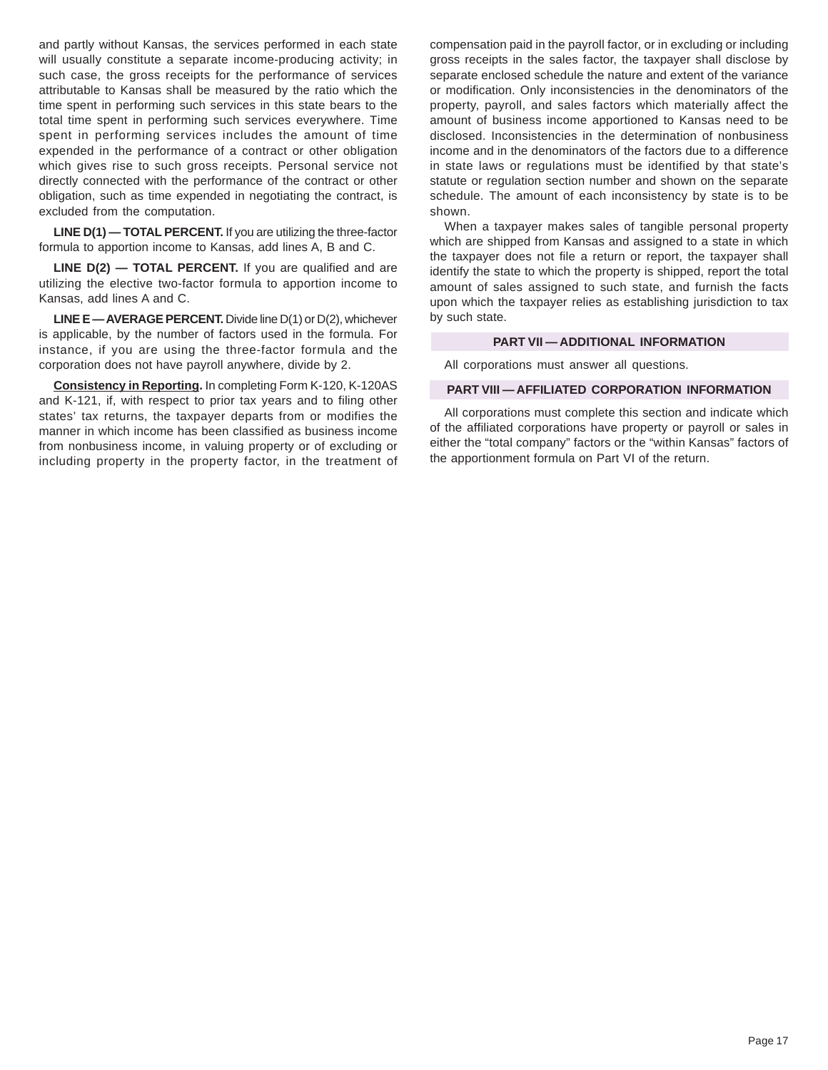and partly without Kansas, the services performed in each state will usually constitute a separate income-producing activity; in such case, the gross receipts for the performance of services attributable to Kansas shall be measured by the ratio which the time spent in performing such services in this state bears to the total time spent in performing such services everywhere. Time spent in performing services includes the amount of time expended in the performance of a contract or other obligation which gives rise to such gross receipts. Personal service not directly connected with the performance of the contract or other obligation, such as time expended in negotiating the contract, is excluded from the computation.

**LINE D(1) — TOTAL PERCENT.** If you are utilizing the three-factor formula to apportion income to Kansas, add lines A, B and C.

**LINE D(2) — TOTAL PERCENT.** If you are qualified and are utilizing the elective two-factor formula to apportion income to Kansas, add lines A and C.

**LINE E — AVERAGE PERCENT.** Divide line D(1) or D(2), whichever is applicable, by the number of factors used in the formula. For instance, if you are using the three-factor formula and the corporation does not have payroll anywhere, divide by 2.

**Consistency in Reporting.** In completing Form K-120, K-120AS and K-121, if, with respect to prior tax years and to filing other states' tax returns, the taxpayer departs from or modifies the manner in which income has been classified as business income from nonbusiness income, in valuing property or of excluding or including property in the property factor, in the treatment of compensation paid in the payroll factor, or in excluding or including gross receipts in the sales factor, the taxpayer shall disclose by separate enclosed schedule the nature and extent of the variance or modification. Only inconsistencies in the denominators of the property, payroll, and sales factors which materially affect the amount of business income apportioned to Kansas need to be disclosed. Inconsistencies in the determination of nonbusiness income and in the denominators of the factors due to a difference in state laws or regulations must be identified by that state's statute or regulation section number and shown on the separate schedule. The amount of each inconsistency by state is to be shown.

When a taxpayer makes sales of tangible personal property which are shipped from Kansas and assigned to a state in which the taxpayer does not file a return or report, the taxpayer shall identify the state to which the property is shipped, report the total amount of sales assigned to such state, and furnish the facts upon which the taxpayer relies as establishing jurisdiction to tax by such state.

## PART VII — ADDITIONAL INFORMATION

All corporations must answer all questions.

## PART VIII — AFFILIATED CORPORATION INFORMATION

All corporations must complete this section and indicate which of the affiliated corporations have property or payroll or sales in either the "total company" factors or the "within Kansas" factors of the apportionment formula on Part VI of the return.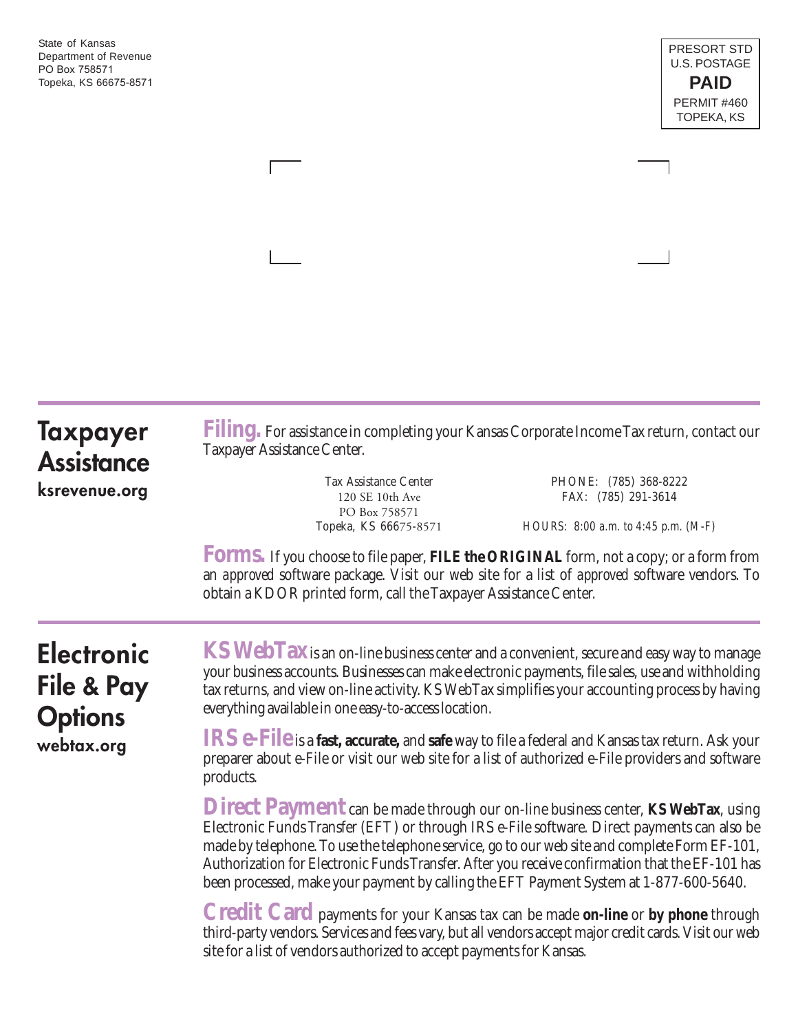State of Kansas
Department of Revenue
PO Box 758571
Topeka, KS 66675-8571

PRESORT STD
U.S. POSTAGE
**PAID**
PERMIT #460
TOPEKA, KS

## Taxpayer Assistance

**ksrevenue.org**

**Filing.** For assistance in completing your Kansas Corporate Income Tax return, contact our Taxpayer Assistance Center.

Tax Assistance Center
120 SE 10th Ave
PO Box 758571
Topeka, KS 66675-8571

PHONE: (785) 368-8222
FAX: (785) 291-3614

HOURS: 8:00 a.m. to 4:45 p.m. (M-F)

**Forms.** If you choose to file paper, **FILE the ORIGINAL** form, not a copy; or a form from an *approved* software package. Visit our web site for a list of *approved* software vendors. To obtain a KDOR printed form, call the Taxpayer Assistance Center.

## Electronic File & Pay Options

**webtax.org**

**KS WebTax** is an on-line business center and a convenient, secure and easy way to manage your business accounts. Businesses can make electronic payments, file sales, use and withholding tax returns, and view on-line activity. KS WebTax simplifies your accounting process by having everything available in one easy-to-access location.

**IRS e-File** is a **fast, accurate,** and **safe** way to file a federal and Kansas tax return. Ask your preparer about e-File or visit our web site for a list of authorized e-File providers and software products.

**Direct Payment** can be made through our on-line business center, **KS WebTax**, using Electronic Funds Transfer (EFT) or through IRS e-File software. Direct payments can also be made by telephone. To use the telephone service, go to our web site and complete Form EF-101, Authorization for Electronic Funds Transfer. After you receive confirmation that the EF-101 has been processed, make your payment by calling the EFT Payment System at 1-877-600-5640.

**Credit Card** payments for your Kansas tax can be made **on-line** or **by phone** through third-party vendors. Services and fees vary, but all vendors accept major credit cards. Visit our web site for a list of vendors authorized to accept payments for Kansas.